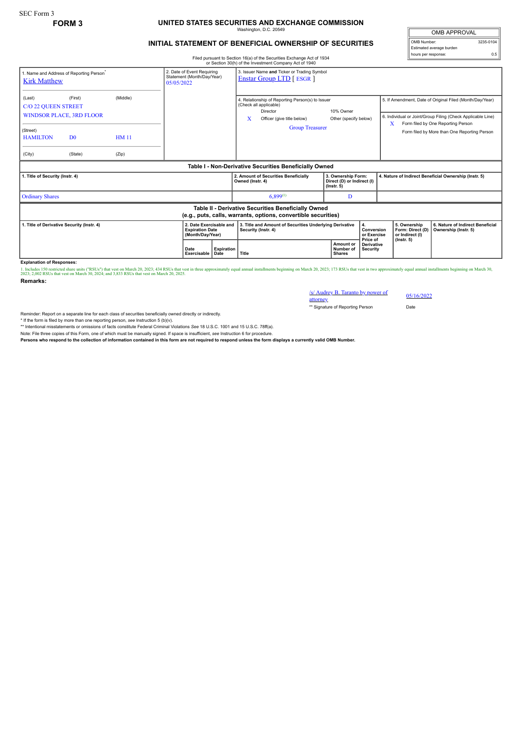SEC Form 3

**FORM 3**

# UNITED STATES SECURITIES AND EXCHANGE COMMISSION

Washington, D.C. 20549

## INITIAL STATEMENT OF BENEFICIAL OWNERSHIP OF SECURITIES

Filed pursuant to Section 16(a) of the Securities Exchange Act of 1934
or Section 30(h) of the Investment Company Act of 1940

| OMB APPROVAL | |
|---|---|
| OMB Number: | 3235-0104 |
| Estimated average burden | |
| hours per response: | 0.5 |

1. Name and Address of Reporting Person*
Kirk Matthew

(Last) (First) (Middle)
C/O 22 QUEEN STREET
WINDSOR PLACE, 3RD FLOOR

(Street)
HAMILTON D0 HM 11

(City) (State) (Zip)

2. Date of Event Requiring Statement (Month/Day/Year)
05/05/2022

3. Issuer Name and Ticker or Trading Symbol
Enstar Group LTD [ ESGR ]

4. Relationship of Reporting Person(s) to Issuer (Check all applicable)
Director | 10% Owner
X Officer (give title below) | Other (specify below)
Group Treasurer

5. If Amendment, Date of Original Filed (Month/Day/Year)

6. Individual or Joint/Group Filing (Check Applicable Line)
X Form filed by One Reporting Person
Form filed by More than One Reporting Person

### Table I - Non-Derivative Securities Beneficially Owned

| 1. Title of Security (Instr. 4) | 2. Amount of Securities Beneficially Owned (Instr. 4) | 3. Ownership Form: Direct (D) or Indirect (I) (Instr. 5) | 4. Nature of Indirect Beneficial Ownership (Instr. 5) |
|---|---|---|---|
| Ordinary Shares | 6,899[1] | D | |

### Table II - Derivative Securities Beneficially Owned (e.g., puts, calls, warrants, options, convertible securities)

| 1. Title of Derivative Security (Instr. 4) | 2. Date Exercisable and Expiration Date (Month/Day/Year) | | 3. Title and Amount of Securities Underlying Derivative Security (Instr. 4) | | 4. Conversion or Exercise Price of Derivative Security | 5. Ownership Form: Direct (D) or Indirect (I) (Instr. 5) | 6. Nature of Indirect Beneficial Ownership (Instr. 5) |
|---|---|---|---|---|---|---|---|
| | Date Exercisable | Expiration Date | Title | Amount or Number of Shares | | | |

**Explanation of Responses:**

1. Includes 150 restricted share units ("RSUs") that vest on March 20, 2023; 434 RSUs that vest in three approximately equal annual installments beginning on March 20, 2023; 173 RSUs that vest in two approximately equal annual installments beginning on March 30, 2023; 2,002 RSUs that vest on March 30, 2024; and 3,833 RSUs that vest on March 20, 2025.

**Remarks:**

/s/ Audrey B. Taranto by power of attorney — 05/16/2022
** Signature of Reporting Person — Date

Reminder: Report on a separate line for each class of securities beneficially owned directly or indirectly.

* If the form is filed by more than one reporting person, *see* Instruction 5 (b)(v).

** Intentional misstatements or omissions of facts constitute Federal Criminal Violations *See* 18 U.S.C. 1001 and 15 U.S.C. 78ff(a).

Note: File three copies of this Form, one of which must be manually signed. If space is insufficient, *see* Instruction 6 for procedure.

**Persons who respond to the collection of information contained in this form are not required to respond unless the form displays a currently valid OMB Number.**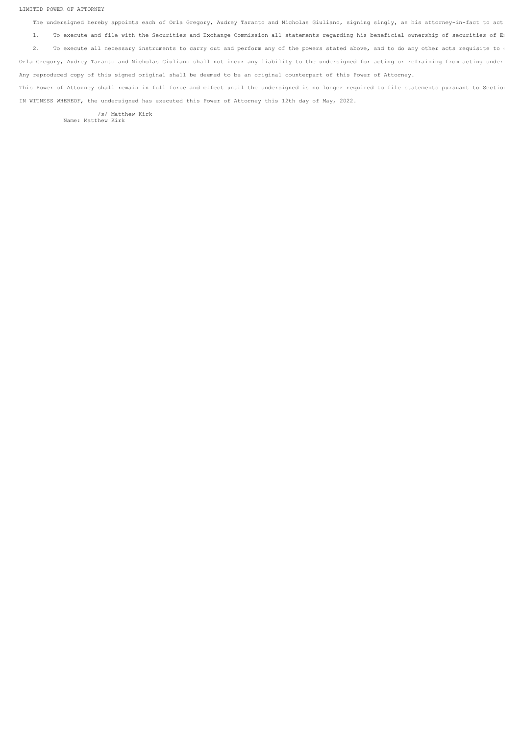LIMITED POWER OF ATTORNEY

The undersigned hereby appoints each of Orla Gregory, Audrey Taranto and Nicholas Giuliano, signing singly, as his attorney-in-fact to act

1. To execute and file with the Securities and Exchange Commission all statements regarding his beneficial ownership of securities of E

2. To execute all necessary instruments to carry out and perform any of the powers stated above, and to do any other acts requisite to

Orla Gregory, Audrey Taranto and Nicholas Giuliano shall not incur any liability to the undersigned for acting or refraining from acting under

Any reproduced copy of this signed original shall be deemed to be an original counterpart of this Power of Attorney.

This Power of Attorney shall remain in full force and effect until the undersigned is no longer required to file statements pursuant to Section

IN WITNESS WHEREOF, the undersigned has executed this Power of Attorney this 12th day of May, 2022.

/s/ Matthew Kirk
Name: Matthew Kirk